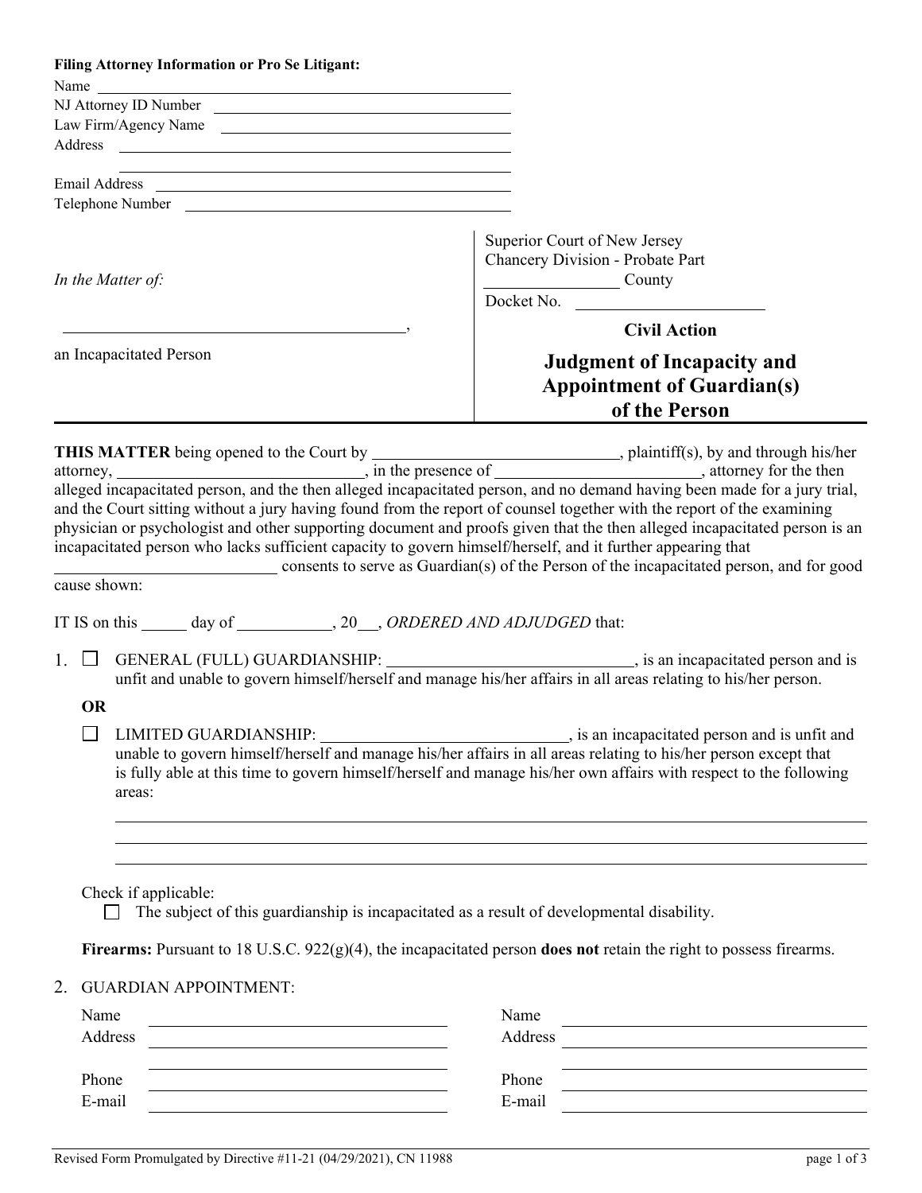**Filing Attorney Information or Pro Se Litigant:**

Name ______________________________

NJ Attorney ID Number ______________________________

Law Firm/Agency Name ______________________________

Address ______________________________

______________________________

Email Address ______________________________

Telephone Number ______________________________

| | |
|---|---|
| *In the Matter of:* <br><br> ______________________________, <br><br> an Incapacitated Person | Superior Court of New Jersey <br> Chancery Division - Probate Part <br> ____________ County <br> Docket No. ______________ <br><br> **Civil Action** <br><br> **Judgment of Incapacity and Appointment of Guardian(s) of the Person** |

**THIS MATTER** being opened to the Court by ______________________________, plaintiff(s), by and through his/her attorney, ______________________________, in the presence of ______________________________, attorney for the then alleged incapacitated person, and the then alleged incapacitated person, and no demand having been made for a jury trial, and the Court sitting without a jury having found from the report of counsel together with the report of the examining physician or psychologist and other supporting document and proofs given that the then alleged incapacitated person is an incapacitated person who lacks sufficient capacity to govern himself/herself, and it further appearing that ______________________________ consents to serve as Guardian(s) of the Person of the incapacitated person, and for good cause shown:

IT IS on this ______ day of ____________, 20___, *ORDERED AND ADJUDGED* that:

1. ☐ GENERAL (FULL) GUARDIANSHIP: ______________________________, is an incapacitated person and is unfit and unable to govern himself/herself and manage his/her affairs in all areas relating to his/her person.

   **OR**

   ☐ LIMITED GUARDIANSHIP: ______________________________, is an incapacitated person and is unfit and unable to govern himself/herself and manage his/her affairs in all areas relating to his/her person except that is fully able at this time to govern himself/herself and manage his/her own affairs with respect to the following areas:

   ______________________________________________________________________

   ______________________________________________________________________

   ______________________________________________________________________

   Check if applicable:

   ☐ The subject of this guardianship is incapacitated as a result of developmental disability.

   **Firearms:** Pursuant to 18 U.S.C. 922(g)(4), the incapacitated person **does not** retain the right to possess firearms.

2. GUARDIAN APPOINTMENT:

| | | | |
|---|---|---|---|
| Name | ______________________ | Name | ______________________ |
| Address | ______________________ | Address | ______________________ |
| | ______________________ | | ______________________ |
| Phone | ______________________ | Phone | ______________________ |
| E-mail | ______________________ | E-mail | ______________________ |

Revised Form Promulgated by Directive #11-21 (04/29/2021), CN 11988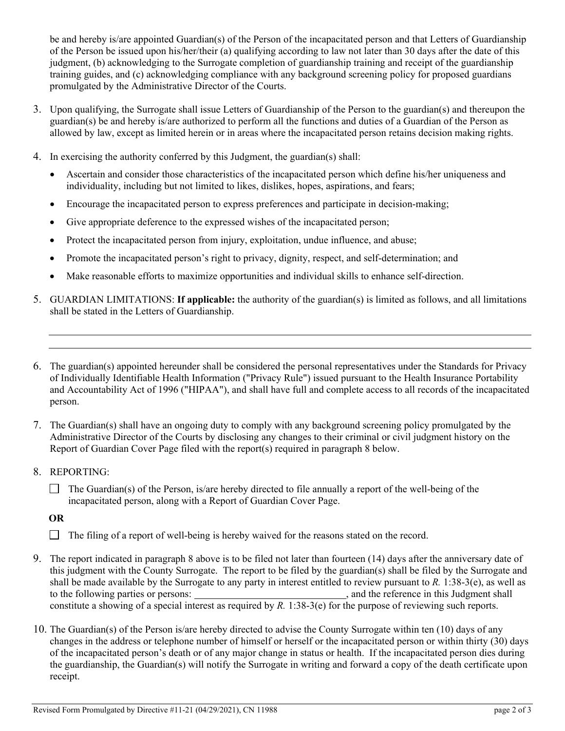be and hereby is/are appointed Guardian(s) of the Person of the incapacitated person and that Letters of Guardianship of the Person be issued upon his/her/their (a) qualifying according to law not later than 30 days after the date of this judgment, (b) acknowledging to the Surrogate completion of guardianship training and receipt of the guardianship training guides, and (c) acknowledging compliance with any background screening policy for proposed guardians promulgated by the Administrative Director of the Courts.

3. Upon qualifying, the Surrogate shall issue Letters of Guardianship of the Person to the guardian(s) and thereupon the guardian(s) be and hereby is/are authorized to perform all the functions and duties of a Guardian of the Person as allowed by law, except as limited herein or in areas where the incapacitated person retains decision making rights.

4. In exercising the authority conferred by this Judgment, the guardian(s) shall:
   - Ascertain and consider those characteristics of the incapacitated person which define his/her uniqueness and individuality, including but not limited to likes, dislikes, hopes, aspirations, and fears;
   - Encourage the incapacitated person to express preferences and participate in decision-making;
   - Give appropriate deference to the expressed wishes of the incapacitated person;
   - Protect the incapacitated person from injury, exploitation, undue influence, and abuse;
   - Promote the incapacitated person's right to privacy, dignity, respect, and self-determination; and
   - Make reasonable efforts to maximize opportunities and individual skills to enhance self-direction.

5. GUARDIAN LIMITATIONS: **If applicable:** the authority of the guardian(s) is limited as follows, and all limitations shall be stated in the Letters of Guardianship.

   \_\_\_\_\_\_\_\_\_\_\_\_\_\_\_\_\_\_\_\_\_\_\_\_\_\_\_\_\_\_\_\_\_\_\_\_\_\_\_\_\_\_\_\_\_\_\_\_\_\_\_\_\_\_\_\_\_\_\_\_\_\_\_\_\_\_\_\_\_\_\_\_

   \_\_\_\_\_\_\_\_\_\_\_\_\_\_\_\_\_\_\_\_\_\_\_\_\_\_\_\_\_\_\_\_\_\_\_\_\_\_\_\_\_\_\_\_\_\_\_\_\_\_\_\_\_\_\_\_\_\_\_\_\_\_\_\_\_\_\_\_\_\_\_\_

6. The guardian(s) appointed hereunder shall be considered the personal representatives under the Standards for Privacy of Individually Identifiable Health Information ("Privacy Rule") issued pursuant to the Health Insurance Portability and Accountability Act of 1996 ("HIPAA"), and shall have full and complete access to all records of the incapacitated person.

7. The Guardian(s) shall have an ongoing duty to comply with any background screening policy promulgated by the Administrative Director of the Courts by disclosing any changes to their criminal or civil judgment history on the Report of Guardian Cover Page filed with the report(s) required in paragraph 8 below.

8. REPORTING:

   ☐ The Guardian(s) of the Person, is/are hereby directed to file annually a report of the well-being of the incapacitated person, along with a Report of Guardian Cover Page.

   **OR**

   ☐ The filing of a report of well-being is hereby waived for the reasons stated on the record.

9. The report indicated in paragraph 8 above is to be filed not later than fourteen (14) days after the anniversary date of this judgment with the County Surrogate. The report to be filed by the guardian(s) shall be filed by the Surrogate and shall be made available by the Surrogate to any party in interest entitled to review pursuant to *R.* 1:38-3(e), as well as to the following parties or persons: \_\_\_\_\_\_\_\_\_\_\_\_\_\_\_\_\_\_\_\_\_\_\_\_\_\_\_\_\_\_, and the reference in this Judgment shall constitute a showing of a special interest as required by *R.* 1:38-3(e) for the purpose of reviewing such reports.

10. The Guardian(s) of the Person is/are hereby directed to advise the County Surrogate within ten (10) days of any changes in the address or telephone number of himself or herself or the incapacitated person or within thirty (30) days of the incapacitated person's death or of any major change in status or health. If the incapacitated person dies during the guardianship, the Guardian(s) will notify the Surrogate in writing and forward a copy of the death certificate upon receipt.

Revised Form Promulgated by Directive #11-21 (04/29/2021), CN 11988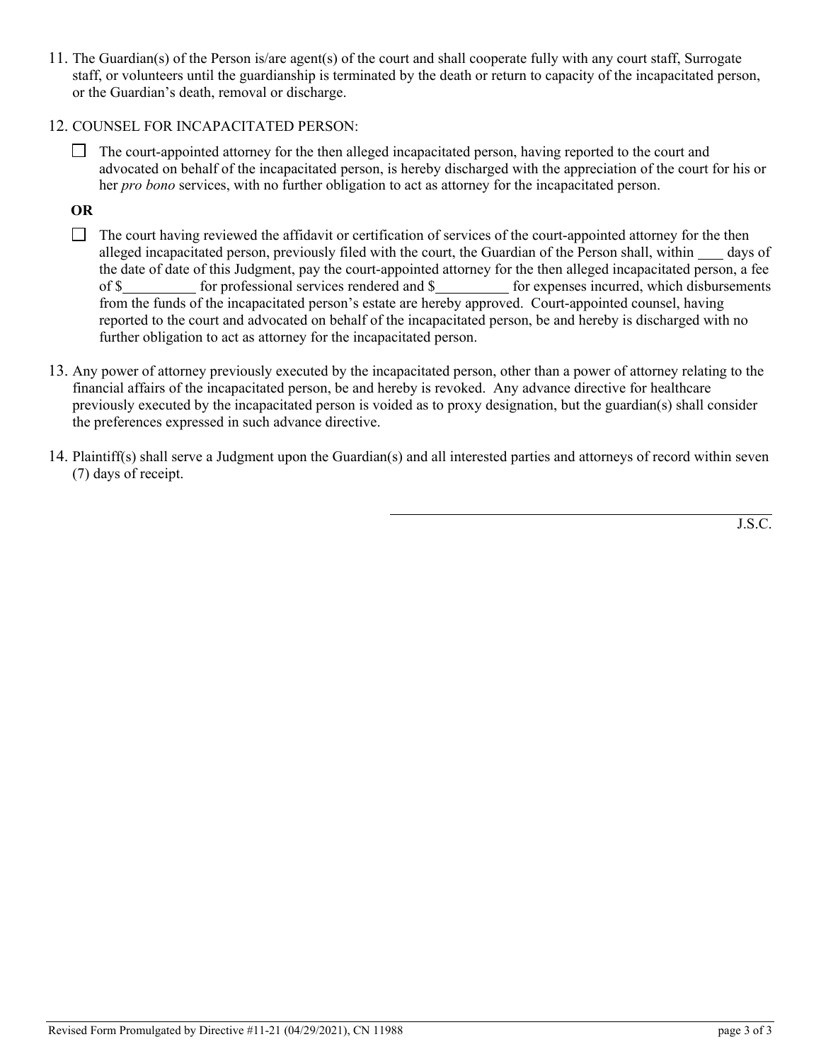11. The Guardian(s) of the Person is/are agent(s) of the court and shall cooperate fully with any court staff, Surrogate staff, or volunteers until the guardianship is terminated by the death or return to capacity of the incapacitated person, or the Guardian's death, removal or discharge.

12. COUNSEL FOR INCAPACITATED PERSON:

   ☐ The court-appointed attorney for the then alleged incapacitated person, having reported to the court and advocated on behalf of the incapacitated person, is hereby discharged with the appreciation of the court for his or her *pro bono* services, with no further obligation to act as attorney for the incapacitated person.

   **OR**

   ☐ The court having reviewed the affidavit or certification of services of the court-appointed attorney for the then alleged incapacitated person, previously filed with the court, the Guardian of the Person shall, within ____ days of the date of date of this Judgment, pay the court-appointed attorney for the then alleged incapacitated person, a fee of $__________ for professional services rendered and $__________ for expenses incurred, which disbursements from the funds of the incapacitated person's estate are hereby approved. Court-appointed counsel, having reported to the court and advocated on behalf of the incapacitated person, be and hereby is discharged with no further obligation to act as attorney for the incapacitated person.

13. Any power of attorney previously executed by the incapacitated person, other than a power of attorney relating to the financial affairs of the incapacitated person, be and hereby is revoked. Any advance directive for healthcare previously executed by the incapacitated person is voided as to proxy designation, but the guardian(s) shall consider the preferences expressed in such advance directive.

14. Plaintiff(s) shall serve a Judgment upon the Guardian(s) and all interested parties and attorneys of record within seven (7) days of receipt.

\_\_\_\_\_\_\_\_\_\_\_\_\_\_\_\_\_\_\_\_\_\_\_\_\_\_\_\_\_\_\_\_\_\_\_\_\_\_\_\_

J.S.C.

Revised Form Promulgated by Directive #11-21 (04/29/2021), CN 11988